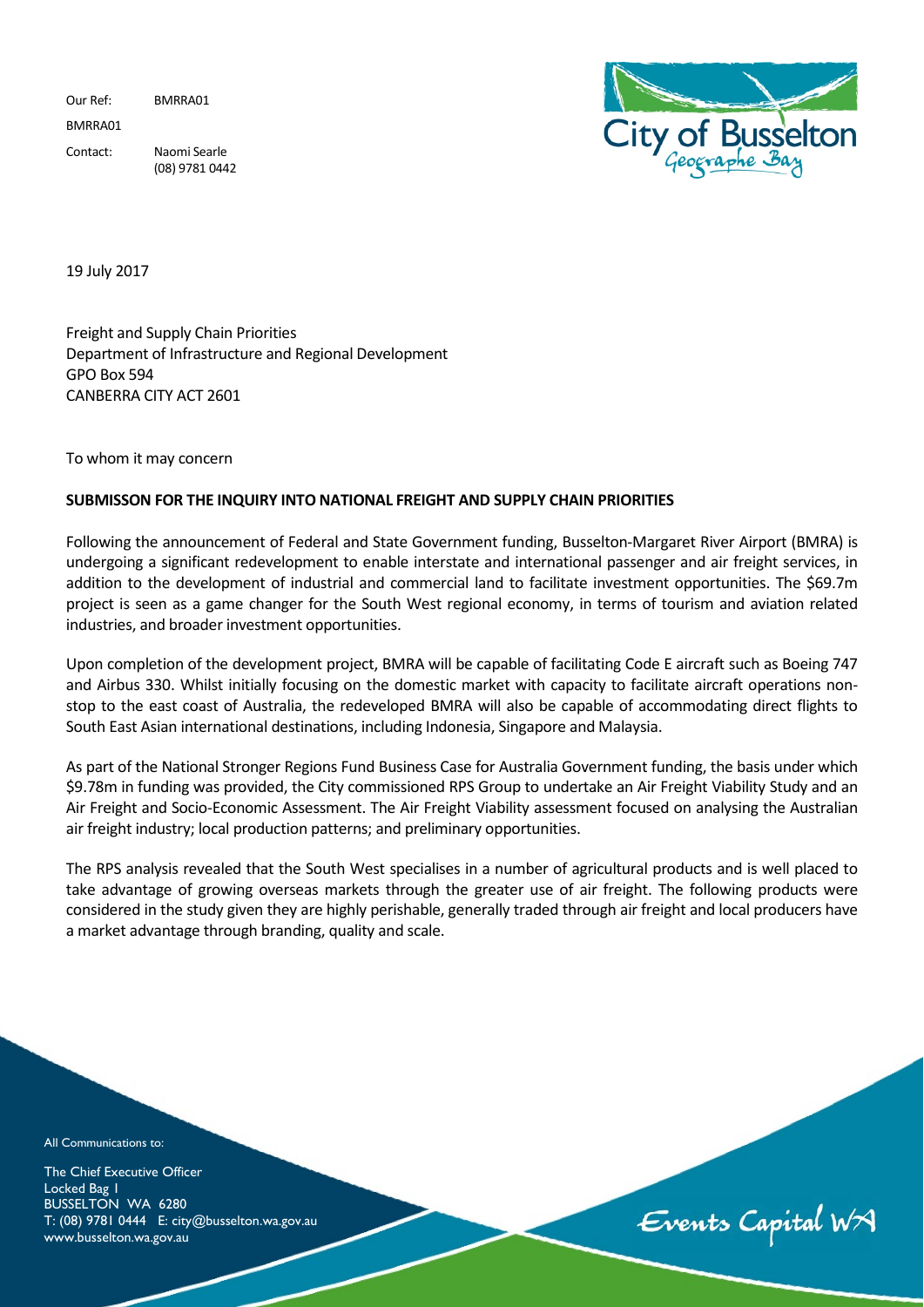Our Ref: BMRRA01

BMRRA01

Contact: Naomi Searle
(08) 9781 0442

19 July 2017

Freight and Supply Chain Priorities
Department of Infrastructure and Regional Development
GPO Box 594
CANBERRA CITY ACT 2601

To whom it may concern

**SUBMISSON FOR THE INQUIRY INTO NATIONAL FREIGHT AND SUPPLY CHAIN PRIORITIES**

Following the announcement of Federal and State Government funding, Busselton-Margaret River Airport (BMRA) is undergoing a significant redevelopment to enable interstate and international passenger and air freight services, in addition to the development of industrial and commercial land to facilitate investment opportunities. The $69.7m project is seen as a game changer for the South West regional economy, in terms of tourism and aviation related industries, and broader investment opportunities.

Upon completion of the development project, BMRA will be capable of facilitating Code E aircraft such as Boeing 747 and Airbus 330. Whilst initially focusing on the domestic market with capacity to facilitate aircraft operations non-stop to the east coast of Australia, the redeveloped BMRA will also be capable of accommodating direct flights to South East Asian international destinations, including Indonesia, Singapore and Malaysia.

As part of the National Stronger Regions Fund Business Case for Australia Government funding, the basis under which $9.78m in funding was provided, the City commissioned RPS Group to undertake an Air Freight Viability Study and an Air Freight and Socio-Economic Assessment. The Air Freight Viability assessment focused on analysing the Australian air freight industry; local production patterns; and preliminary opportunities.

The RPS analysis revealed that the South West specialises in a number of agricultural products and is well placed to take advantage of growing overseas markets through the greater use of air freight. The following products were considered in the study given they are highly perishable, generally traded through air freight and local producers have a market advantage through branding, quality and scale.

All Communications to:

The Chief Executive Officer
Locked Bag 1
BUSSELTON WA 6280
T: (08) 9781 0444 E: city@busselton.wa.gov.au
www.busselton.wa.gov.au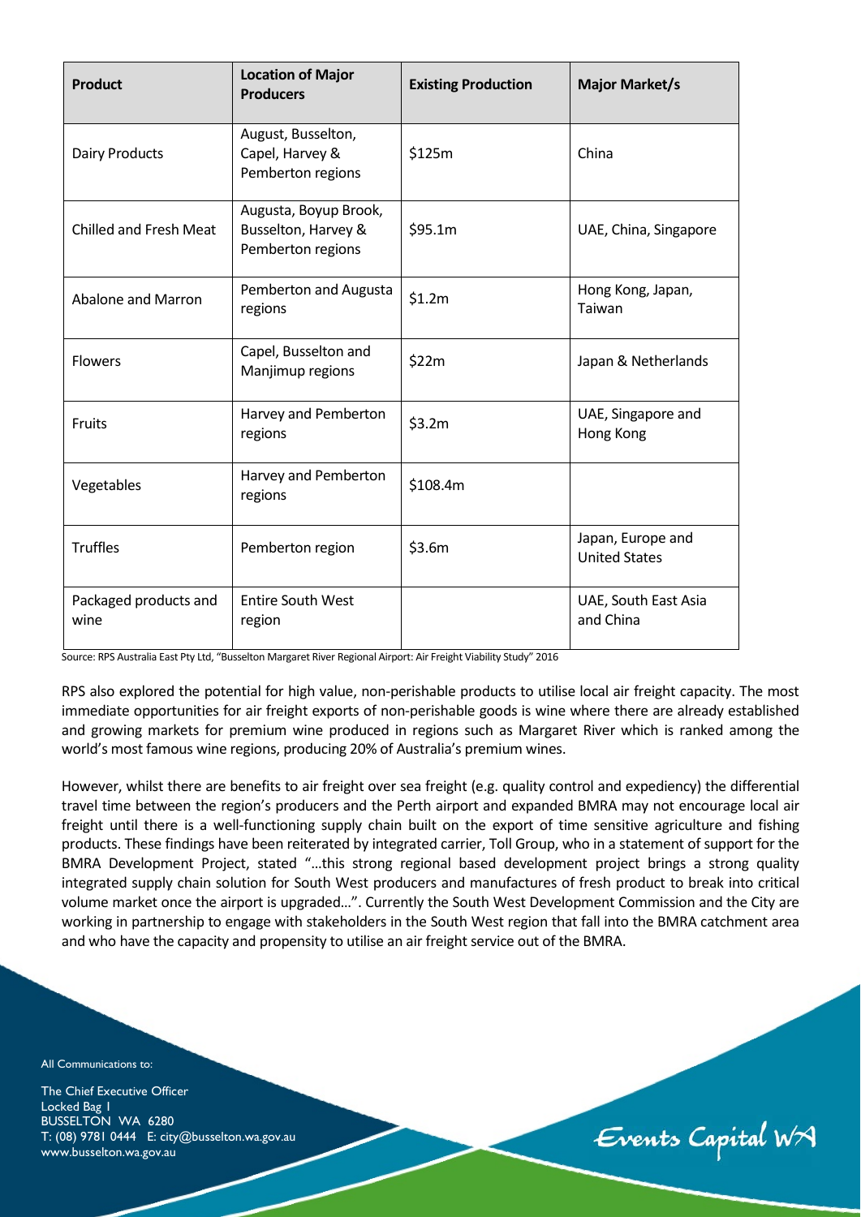| Product | Location of Major Producers | Existing Production | Major Market/s |
|---|---|---|---|
| Dairy Products | August, Busselton, Capel, Harvey & Pemberton regions | $125m | China |
| Chilled and Fresh Meat | Augusta, Boyup Brook, Busselton, Harvey & Pemberton regions | $95.1m | UAE, China, Singapore |
| Abalone and Marron | Pemberton and Augusta regions | $1.2m | Hong Kong, Japan, Taiwan |
| Flowers | Capel, Busselton and Manjimup regions | $22m | Japan & Netherlands |
| Fruits | Harvey and Pemberton regions | $3.2m | UAE, Singapore and Hong Kong |
| Vegetables | Harvey and Pemberton regions | $108.4m | |
| Truffles | Pemberton region | $3.6m | Japan, Europe and United States |
| Packaged products and wine | Entire South West region | | UAE, South East Asia and China |

Source: RPS Australia East Pty Ltd, "Busselton Margaret River Regional Airport: Air Freight Viability Study" 2016

RPS also explored the potential for high value, non-perishable products to utilise local air freight capacity. The most immediate opportunities for air freight exports of non-perishable goods is wine where there are already established and growing markets for premium wine produced in regions such as Margaret River which is ranked among the world's most famous wine regions, producing 20% of Australia's premium wines.

However, whilst there are benefits to air freight over sea freight (e.g. quality control and expediency) the differential travel time between the region's producers and the Perth airport and expanded BMRA may not encourage local air freight until there is a well-functioning supply chain built on the export of time sensitive agriculture and fishing products. These findings have been reiterated by integrated carrier, Toll Group, who in a statement of support for the BMRA Development Project, stated "…this strong regional based development project brings a strong quality integrated supply chain solution for South West producers and manufactures of fresh product to break into critical volume market once the airport is upgraded…". Currently the South West Development Commission and the City are working in partnership to engage with stakeholders in the South West region that fall into the BMRA catchment area and who have the capacity and propensity to utilise an air freight service out of the BMRA.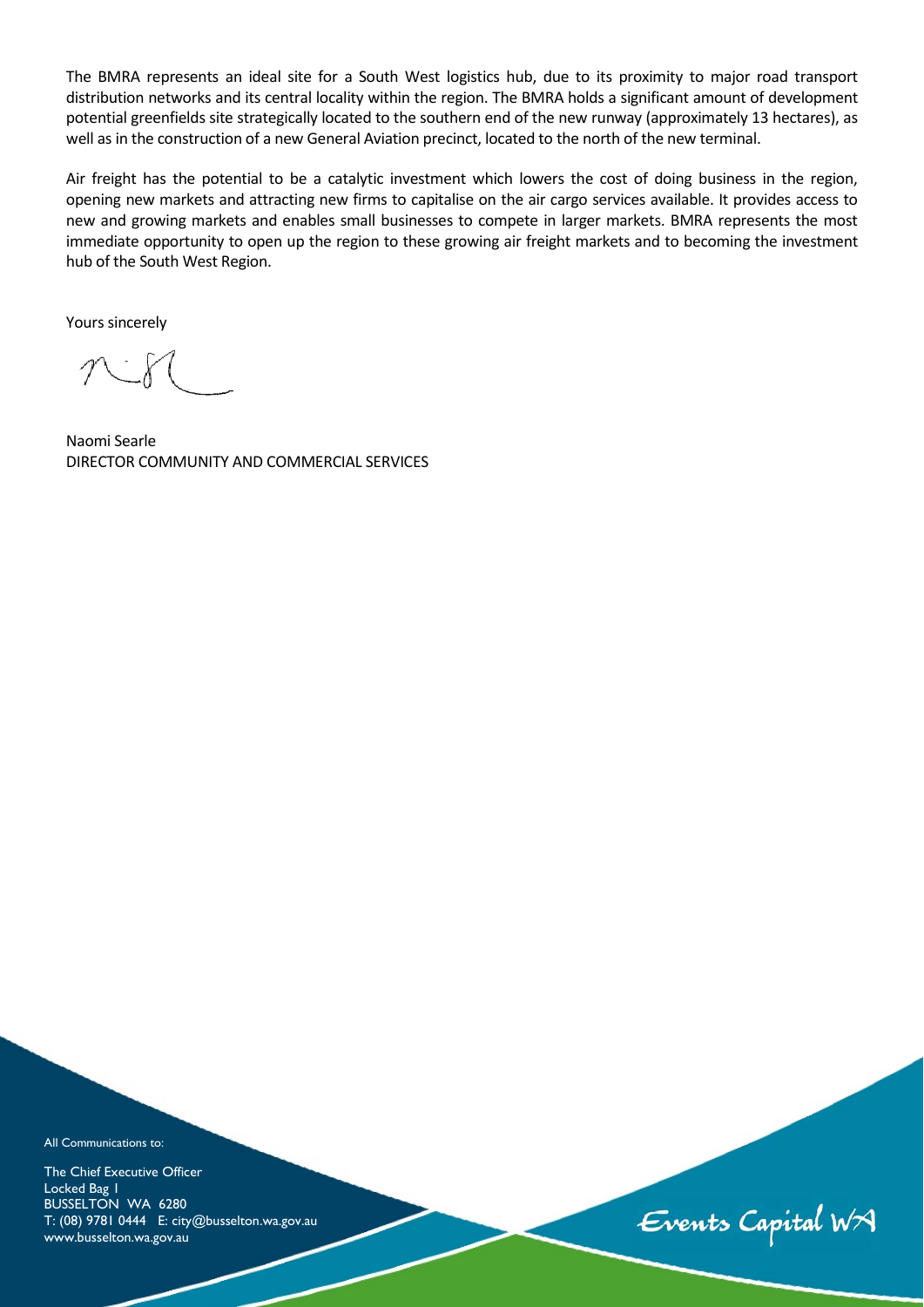The BMRA represents an ideal site for a South West logistics hub, due to its proximity to major road transport distribution networks and its central locality within the region. The BMRA holds a significant amount of development potential greenfields site strategically located to the southern end of the new runway (approximately 13 hectares), as well as in the construction of a new General Aviation precinct, located to the north of the new terminal.

Air freight has the potential to be a catalytic investment which lowers the cost of doing business in the region, opening new markets and attracting new firms to capitalise on the air cargo services available. It provides access to new and growing markets and enables small businesses to compete in larger markets. BMRA represents the most immediate opportunity to open up the region to these growing air freight markets and to becoming the investment hub of the South West Region.

Yours sincerely

Naomi Searle
DIRECTOR COMMUNITY AND COMMERCIAL SERVICES

All Communications to:

The Chief Executive Officer
Locked Bag 1
BUSSELTON WA 6280
T: (08) 9781 0444 E: city@busselton.wa.gov.au
www.busselton.wa.gov.au

Events Capital WA